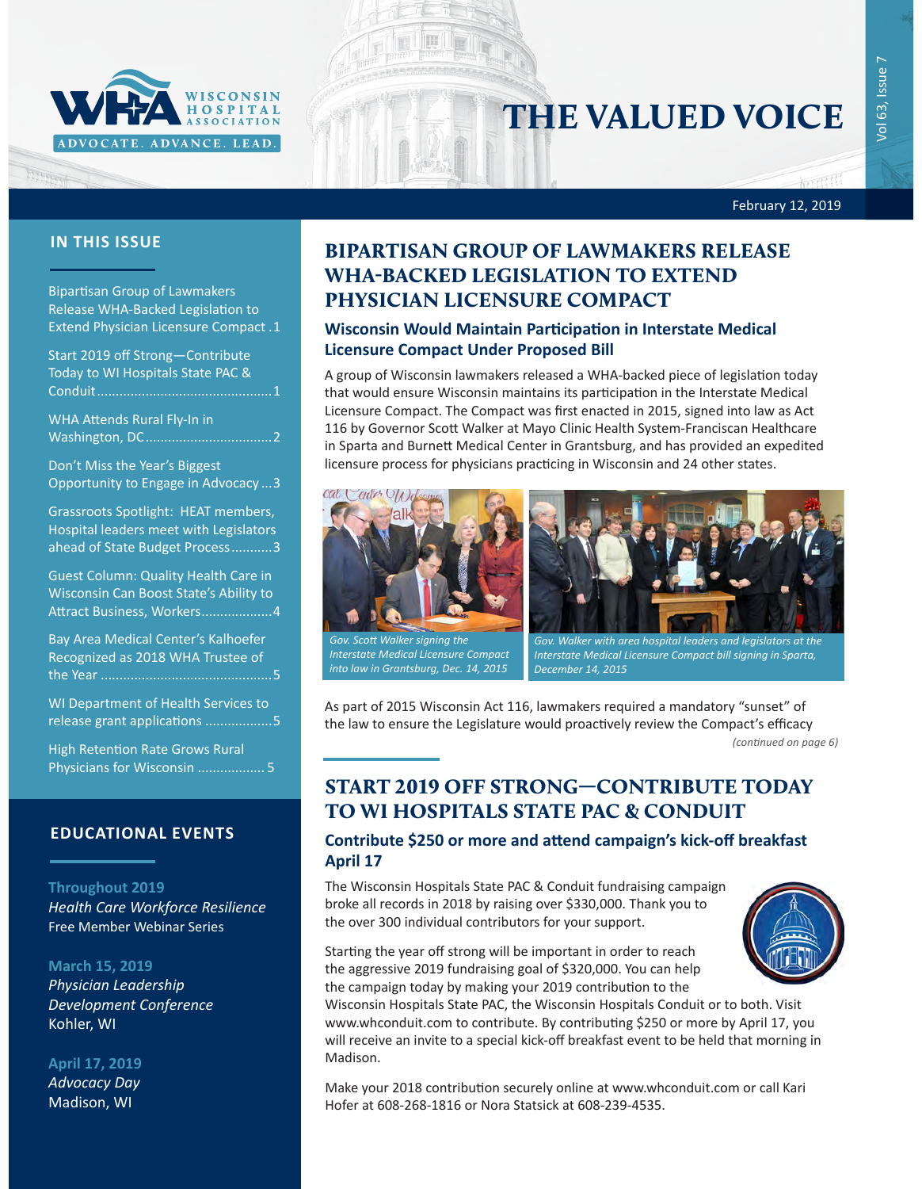# THE VALUED VOICE

February 12, 2019

## IN THIS ISSUE

- Bipartisan Group of Lawmakers Release WHA-Backed Legislation to Extend Physician Licensure Compact . 1
- Start 2019 off Strong—Contribute Today to WI Hospitals State PAC & Conduit ........ 1
- WHA Attends Rural Fly-In in Washington, DC ........ 2
- Don't Miss the Year's Biggest Opportunity to Engage in Advocacy ... 3
- Grassroots Spotlight: HEAT members, Hospital leaders meet with Legislators ahead of State Budget Process ........ 3
- Guest Column: Quality Health Care in Wisconsin Can Boost State's Ability to Attract Business, Workers ........ 4
- Bay Area Medical Center's Kalhoefer Recognized as 2018 WHA Trustee of the Year ........ 5
- WI Department of Health Services to release grant applications ........ 5
- High Retention Rate Grows Rural Physicians for Wisconsin ........ 5

## EDUCATIONAL EVENTS

**Throughout 2019**
*Health Care Workforce Resilience*
Free Member Webinar Series

**March 15, 2019**
*Physician Leadership Development Conference*
Kohler, WI

**April 17, 2019**
*Advocacy Day*
Madison, WI

# BIPARTISAN GROUP OF LAWMAKERS RELEASE WHA-BACKED LEGISLATION TO EXTEND PHYSICIAN LICENSURE COMPACT

### Wisconsin Would Maintain Participation in Interstate Medical Licensure Compact Under Proposed Bill

A group of Wisconsin lawmakers released a WHA-backed piece of legislation today that would ensure Wisconsin maintains its participation in the Interstate Medical Licensure Compact. The Compact was first enacted in 2015, signed into law as Act 116 by Governor Scott Walker at Mayo Clinic Health System-Franciscan Healthcare in Sparta and Burnett Medical Center in Grantsburg, and has provided an expedited licensure process for physicians practicing in Wisconsin and 24 other states.

*Gov. Scott Walker signing the Interstate Medical Licensure Compact into law in Grantsburg, Dec. 14, 2015*

*Gov. Walker with area hospital leaders and legislators at the Interstate Medical Licensure Compact bill signing in Sparta, December 14, 2015*

As part of 2015 Wisconsin Act 116, lawmakers required a mandatory "sunset" of the law to ensure the Legislature would proactively review the Compact's efficacy

*(continued on page 6)*

# START 2019 OFF STRONG—CONTRIBUTE TODAY TO WI HOSPITALS STATE PAC & CONDUIT

### Contribute $250 or more and attend campaign's kick-off breakfast April 17

The Wisconsin Hospitals State PAC & Conduit fundraising campaign broke all records in 2018 by raising over $330,000. Thank you to the over 300 individual contributors for your support.

Starting the year off strong will be important in order to reach the aggressive 2019 fundraising goal of $320,000. You can help the campaign today by making your 2019 contribution to the Wisconsin Hospitals State PAC, the Wisconsin Hospitals Conduit or to both. Visit www.whconduit.com to contribute. By contributing $250 or more by April 17, you will receive an invite to a special kick-off breakfast event to be held that morning in Madison.

Make your 2018 contribution securely online at www.whconduit.com or call Kari Hofer at 608-268-1816 or Nora Statsick at 608-239-4535.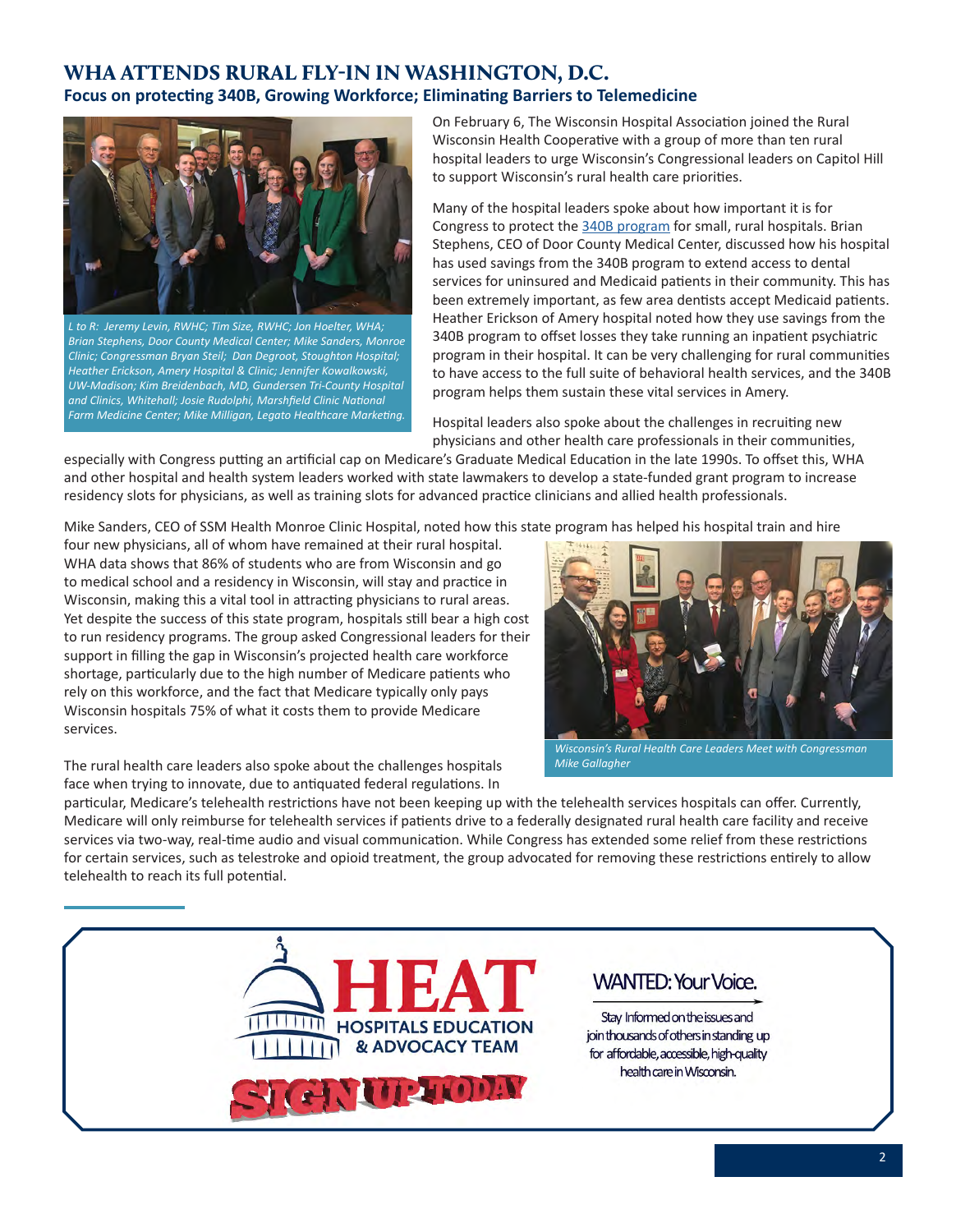## WHA ATTENDS RURAL FLY-IN IN WASHINGTON, D.C.

### Focus on protecting 340B, Growing Workforce; Eliminating Barriers to Telemedicine

*L to R: Jeremy Levin, RWHC; Tim Size, RWHC; Jon Hoelter, WHA; Brian Stephens, Door County Medical Center; Mike Sanders, Monroe Clinic; Congressman Bryan Steil; Dan Degroot, Stoughton Hospital; Heather Erickson, Amery Hospital & Clinic; Jennifer Kowalkowski, UW-Madison; Kim Breidenbach, MD, Gundersen Tri-County Hospital and Clinics, Whitehall; Josie Rudolphi, Marshfield Clinic National Farm Medicine Center; Mike Milligan, Legato Healthcare Marketing.*

On February 6, The Wisconsin Hospital Association joined the Rural Wisconsin Health Cooperative with a group of more than ten rural hospital leaders to urge Wisconsin's Congressional leaders on Capitol Hill to support Wisconsin's rural health care priorities.

Many of the hospital leaders spoke about how important it is for Congress to protect the 340B program for small, rural hospitals. Brian Stephens, CEO of Door County Medical Center, discussed how his hospital has used savings from the 340B program to extend access to dental services for uninsured and Medicaid patients in their community. This has been extremely important, as few area dentists accept Medicaid patients. Heather Erickson of Amery hospital noted how they use savings from the 340B program to offset losses they take running an inpatient psychiatric program in their hospital. It can be very challenging for rural communities to have access to the full suite of behavioral health services, and the 340B program helps them sustain these vital services in Amery.

Hospital leaders also spoke about the challenges in recruiting new physicians and other health care professionals in their communities, especially with Congress putting an artificial cap on Medicare's Graduate Medical Education in the late 1990s. To offset this, WHA and other hospital and health system leaders worked with state lawmakers to develop a state-funded grant program to increase residency slots for physicians, as well as training slots for advanced practice clinicians and allied health professionals.

Mike Sanders, CEO of SSM Health Monroe Clinic Hospital, noted how this state program has helped his hospital train and hire four new physicians, all of whom have remained at their rural hospital. WHA data shows that 86% of students who are from Wisconsin and go to medical school and a residency in Wisconsin, will stay and practice in Wisconsin, making this a vital tool in attracting physicians to rural areas. Yet despite the success of this state program, hospitals still bear a high cost to run residency programs. The group asked Congressional leaders for their support in filling the gap in Wisconsin's projected health care workforce shortage, particularly due to the high number of Medicare patients who rely on this workforce, and the fact that Medicare typically only pays Wisconsin hospitals 75% of what it costs them to provide Medicare services.

*Wisconsin's Rural Health Care Leaders Meet with Congressman Mike Gallagher*

The rural health care leaders also spoke about the challenges hospitals face when trying to innovate, due to antiquated federal regulations. In particular, Medicare's telehealth restrictions have not been keeping up with the telehealth services hospitals can offer. Currently, Medicare will only reimburse for telehealth services if patients drive to a federally designated rural health care facility and receive services via two-way, real-time audio and visual communication. While Congress has extended some relief from these restrictions for certain services, such as telestroke and opioid treatment, the group advocated for removing these restrictions entirely to allow telehealth to reach its full potential.

---

**HEAT**
**HOSPITALS EDUCATION & ADVOCACY TEAM**

**SIGN UP TODAY**

**WANTED: Your Voice.**

Stay Informed on the issues and join thousands of others in standing up for affordable, accessible, high-quality health care in Wisconsin.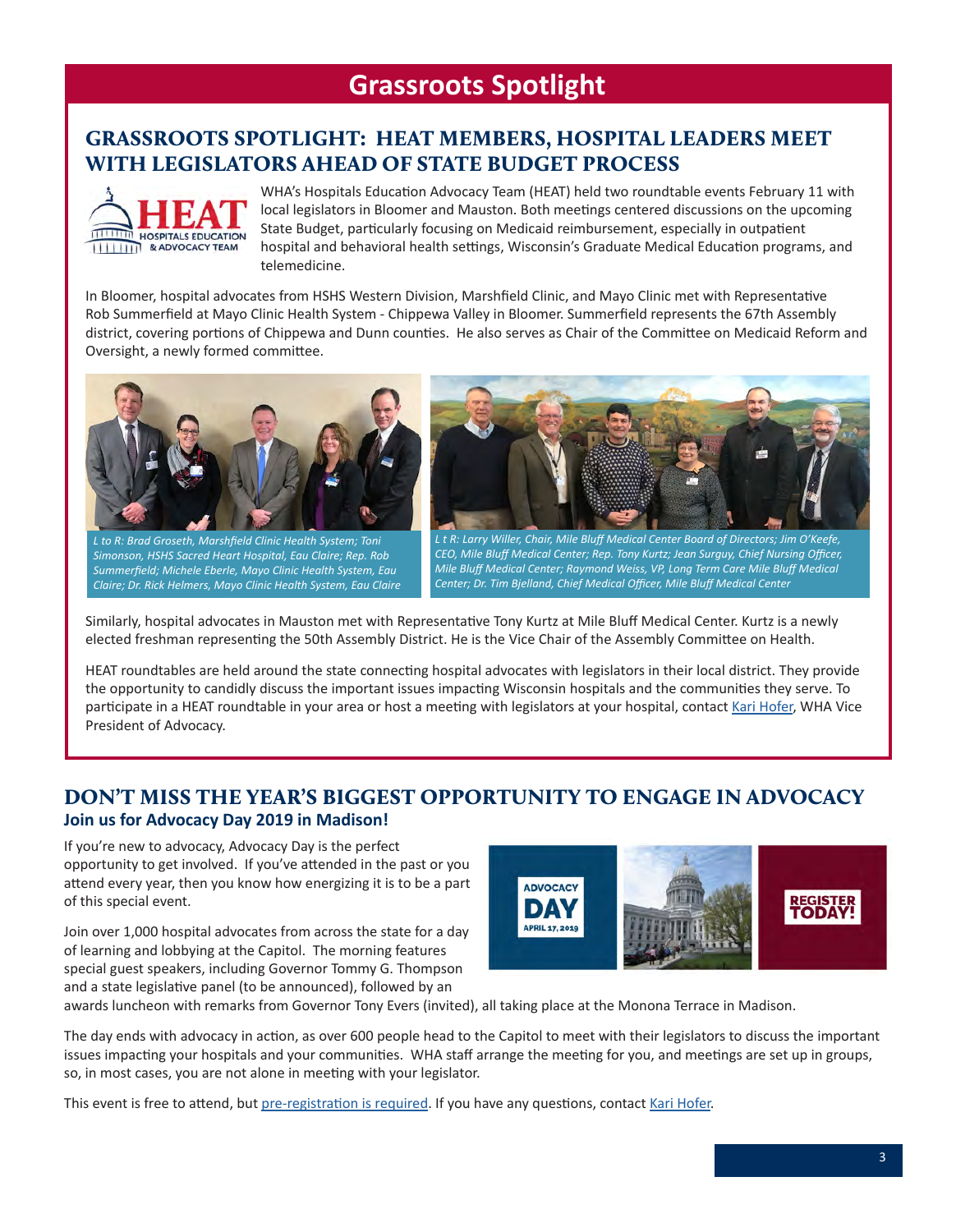# Grassroots Spotlight

## GRASSROOTS SPOTLIGHT: HEAT MEMBERS, HOSPITAL LEADERS MEET WITH LEGISLATORS AHEAD OF STATE BUDGET PROCESS

WHA's Hospitals Education Advocacy Team (HEAT) held two roundtable events February 11 with local legislators in Bloomer and Mauston. Both meetings centered discussions on the upcoming State Budget, particularly focusing on Medicaid reimbursement, especially in outpatient hospital and behavioral health settings, Wisconsin's Graduate Medical Education programs, and telemedicine.

In Bloomer, hospital advocates from HSHS Western Division, Marshfield Clinic, and Mayo Clinic met with Representative Rob Summerfield at Mayo Clinic Health System - Chippewa Valley in Bloomer. Summerfield represents the 67th Assembly district, covering portions of Chippewa and Dunn counties. He also serves as Chair of the Committee on Medicaid Reform and Oversight, a newly formed committee.

*L to R: Brad Groseth, Marshfield Clinic Health System; Toni Simonson, HSHS Sacred Heart Hospital, Eau Claire; Rep. Rob Summerfield; Michele Eberle, Mayo Clinic Health System, Eau Claire; Dr. Rick Helmers, Mayo Clinic Health System, Eau Claire*

*L t R: Larry Willer, Chair, Mile Bluff Medical Center Board of Directors; Jim O'Keefe, CEO, Mile Bluff Medical Center; Rep. Tony Kurtz; Jean Surguy, Chief Nursing Officer, Mile Bluff Medical Center; Raymond Weiss, VP, Long Term Care Mile Bluff Medical Center; Dr. Tim Bjelland, Chief Medical Officer, Mile Bluff Medical Center*

Similarly, hospital advocates in Mauston met with Representative Tony Kurtz at Mile Bluff Medical Center. Kurtz is a newly elected freshman representing the 50th Assembly District. He is the Vice Chair of the Assembly Committee on Health.

HEAT roundtables are held around the state connecting hospital advocates with legislators in their local district. They provide the opportunity to candidly discuss the important issues impacting Wisconsin hospitals and the communities they serve. To participate in a HEAT roundtable in your area or host a meeting with legislators at your hospital, contact Kari Hofer, WHA Vice President of Advocacy.

## DON'T MISS THE YEAR'S BIGGEST OPPORTUNITY TO ENGAGE IN ADVOCACY

### Join us for Advocacy Day 2019 in Madison!

If you're new to advocacy, Advocacy Day is the perfect opportunity to get involved. If you've attended in the past or you attend every year, then you know how energizing it is to be a part of this special event.

Join over 1,000 hospital advocates from across the state for a day of learning and lobbying at the Capitol. The morning features special guest speakers, including Governor Tommy G. Thompson and a state legislative panel (to be announced), followed by an awards luncheon with remarks from Governor Tony Evers (invited), all taking place at the Monona Terrace in Madison.

The day ends with advocacy in action, as over 600 people head to the Capitol to meet with their legislators to discuss the important issues impacting your hospitals and your communities. WHA staff arrange the meeting for you, and meetings are set up in groups, so, in most cases, you are not alone in meeting with your legislator.

This event is free to attend, but pre-registration is required. If you have any questions, contact Kari Hofer.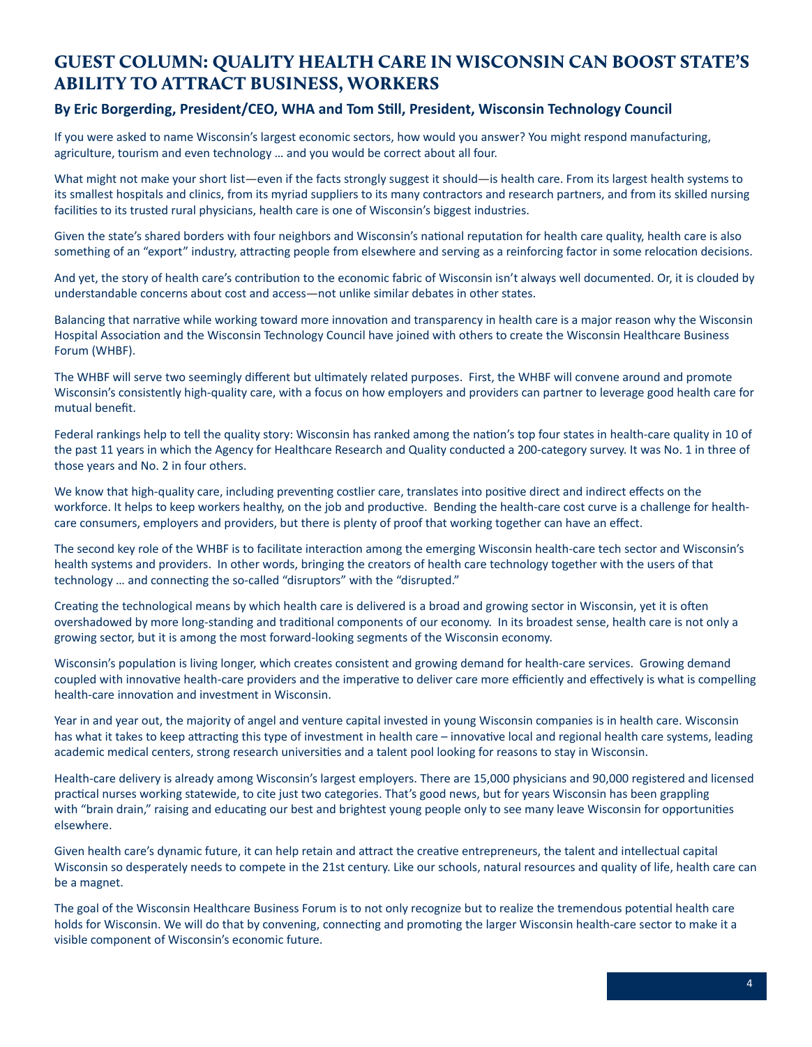# GUEST COLUMN: QUALITY HEALTH CARE IN WISCONSIN CAN BOOST STATE'S ABILITY TO ATTRACT BUSINESS, WORKERS

### By Eric Borgerding, President/CEO, WHA and Tom Still, President, Wisconsin Technology Council

If you were asked to name Wisconsin's largest economic sectors, how would you answer? You might respond manufacturing, agriculture, tourism and even technology … and you would be correct about all four.

What might not make your short list—even if the facts strongly suggest it should—is health care. From its largest health systems to its smallest hospitals and clinics, from its myriad suppliers to its many contractors and research partners, and from its skilled nursing facilities to its trusted rural physicians, health care is one of Wisconsin's biggest industries.

Given the state's shared borders with four neighbors and Wisconsin's national reputation for health care quality, health care is also something of an "export" industry, attracting people from elsewhere and serving as a reinforcing factor in some relocation decisions.

And yet, the story of health care's contribution to the economic fabric of Wisconsin isn't always well documented. Or, it is clouded by understandable concerns about cost and access—not unlike similar debates in other states.

Balancing that narrative while working toward more innovation and transparency in health care is a major reason why the Wisconsin Hospital Association and the Wisconsin Technology Council have joined with others to create the Wisconsin Healthcare Business Forum (WHBF).

The WHBF will serve two seemingly different but ultimately related purposes. First, the WHBF will convene around and promote Wisconsin's consistently high-quality care, with a focus on how employers and providers can partner to leverage good health care for mutual benefit.

Federal rankings help to tell the quality story: Wisconsin has ranked among the nation's top four states in health-care quality in 10 of the past 11 years in which the Agency for Healthcare Research and Quality conducted a 200-category survey. It was No. 1 in three of those years and No. 2 in four others.

We know that high-quality care, including preventing costlier care, translates into positive direct and indirect effects on the workforce. It helps to keep workers healthy, on the job and productive. Bending the health-care cost curve is a challenge for health-care consumers, employers and providers, but there is plenty of proof that working together can have an effect.

The second key role of the WHBF is to facilitate interaction among the emerging Wisconsin health-care tech sector and Wisconsin's health systems and providers. In other words, bringing the creators of health care technology together with the users of that technology … and connecting the so-called "disruptors" with the "disrupted."

Creating the technological means by which health care is delivered is a broad and growing sector in Wisconsin, yet it is often overshadowed by more long-standing and traditional components of our economy. In its broadest sense, health care is not only a growing sector, but it is among the most forward-looking segments of the Wisconsin economy.

Wisconsin's population is living longer, which creates consistent and growing demand for health-care services. Growing demand coupled with innovative health-care providers and the imperative to deliver care more efficiently and effectively is what is compelling health-care innovation and investment in Wisconsin.

Year in and year out, the majority of angel and venture capital invested in young Wisconsin companies is in health care. Wisconsin has what it takes to keep attracting this type of investment in health care – innovative local and regional health care systems, leading academic medical centers, strong research universities and a talent pool looking for reasons to stay in Wisconsin.

Health-care delivery is already among Wisconsin's largest employers. There are 15,000 physicians and 90,000 registered and licensed practical nurses working statewide, to cite just two categories. That's good news, but for years Wisconsin has been grappling with "brain drain," raising and educating our best and brightest young people only to see many leave Wisconsin for opportunities elsewhere.

Given health care's dynamic future, it can help retain and attract the creative entrepreneurs, the talent and intellectual capital Wisconsin so desperately needs to compete in the 21st century. Like our schools, natural resources and quality of life, health care can be a magnet.

The goal of the Wisconsin Healthcare Business Forum is to not only recognize but to realize the tremendous potential health care holds for Wisconsin. We will do that by convening, connecting and promoting the larger Wisconsin health-care sector to make it a visible component of Wisconsin's economic future.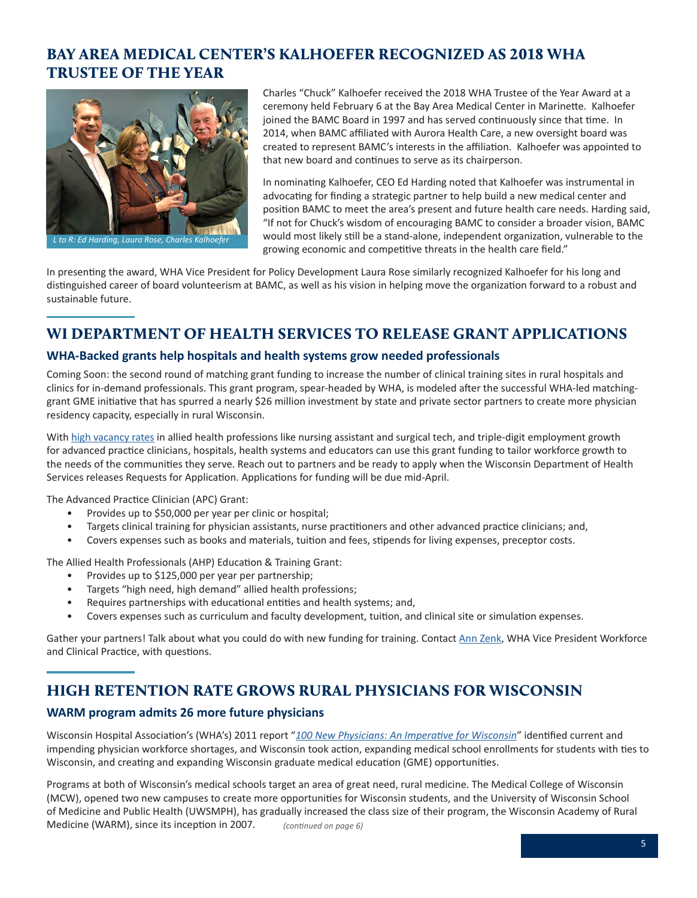## BAY AREA MEDICAL CENTER'S KALHOEFER RECOGNIZED AS 2018 WHA TRUSTEE OF THE YEAR

*L to R: Ed Harding, Laura Rose, Charles Kalhoefer*

Charles "Chuck" Kalhoefer received the 2018 WHA Trustee of the Year Award at a ceremony held February 6 at the Bay Area Medical Center in Marinette. Kalhoefer joined the BAMC Board in 1997 and has served continuously since that time. In 2014, when BAMC affiliated with Aurora Health Care, a new oversight board was created to represent BAMC's interests in the affiliation. Kalhoefer was appointed to that new board and continues to serve as its chairperson.

In nominating Kalhoefer, CEO Ed Harding noted that Kalhoefer was instrumental in advocating for finding a strategic partner to help build a new medical center and position BAMC to meet the area's present and future health care needs. Harding said, "If not for Chuck's wisdom of encouraging BAMC to consider a broader vision, BAMC would most likely still be a stand-alone, independent organization, vulnerable to the growing economic and competitive threats in the health care field."

In presenting the award, WHA Vice President for Policy Development Laura Rose similarly recognized Kalhoefer for his long and distinguished career of board volunteerism at BAMC, as well as his vision in helping move the organization forward to a robust and sustainable future.

## WI DEPARTMENT OF HEALTH SERVICES TO RELEASE GRANT APPLICATIONS

### WHA-Backed grants help hospitals and health systems grow needed professionals

Coming Soon: the second round of matching grant funding to increase the number of clinical training sites in rural hospitals and clinics for in-demand professionals. This grant program, spear-headed by WHA, is modeled after the successful WHA-led matching-grant GME initiative that has spurred a nearly $26 million investment by state and private sector partners to create more physician residency capacity, especially in rural Wisconsin.

With high vacancy rates in allied health professions like nursing assistant and surgical tech, and triple-digit employment growth for advanced practice clinicians, hospitals, health systems and educators can use this grant funding to tailor workforce growth to the needs of the communities they serve. Reach out to partners and be ready to apply when the Wisconsin Department of Health Services releases Requests for Application. Applications for funding will be due mid-April.

The Advanced Practice Clinician (APC) Grant:

- Provides up to $50,000 per year per clinic or hospital;
- Targets clinical training for physician assistants, nurse practitioners and other advanced practice clinicians; and,
- Covers expenses such as books and materials, tuition and fees, stipends for living expenses, preceptor costs.

The Allied Health Professionals (AHP) Education & Training Grant:

- Provides up to $125,000 per year per partnership;
- Targets "high need, high demand" allied health professions;
- Requires partnerships with educational entities and health systems; and,
- Covers expenses such as curriculum and faculty development, tuition, and clinical site or simulation expenses.

Gather your partners! Talk about what you could do with new funding for training. Contact Ann Zenk, WHA Vice President Workforce and Clinical Practice, with questions.

## HIGH RETENTION RATE GROWS RURAL PHYSICIANS FOR WISCONSIN

### WARM program admits 26 more future physicians

Wisconsin Hospital Association's (WHA's) 2011 report "*100 New Physicians: An Imperative for Wisconsin*" identified current and impending physician workforce shortages, and Wisconsin took action, expanding medical school enrollments for students with ties to Wisconsin, and creating and expanding Wisconsin graduate medical education (GME) opportunities.

Programs at both of Wisconsin's medical schools target an area of great need, rural medicine. The Medical College of Wisconsin (MCW), opened two new campuses to create more opportunities for Wisconsin students, and the University of Wisconsin School of Medicine and Public Health (UWSMPH), has gradually increased the class size of their program, the Wisconsin Academy of Rural Medicine (WARM), since its inception in 2007. *(continued on page 6)*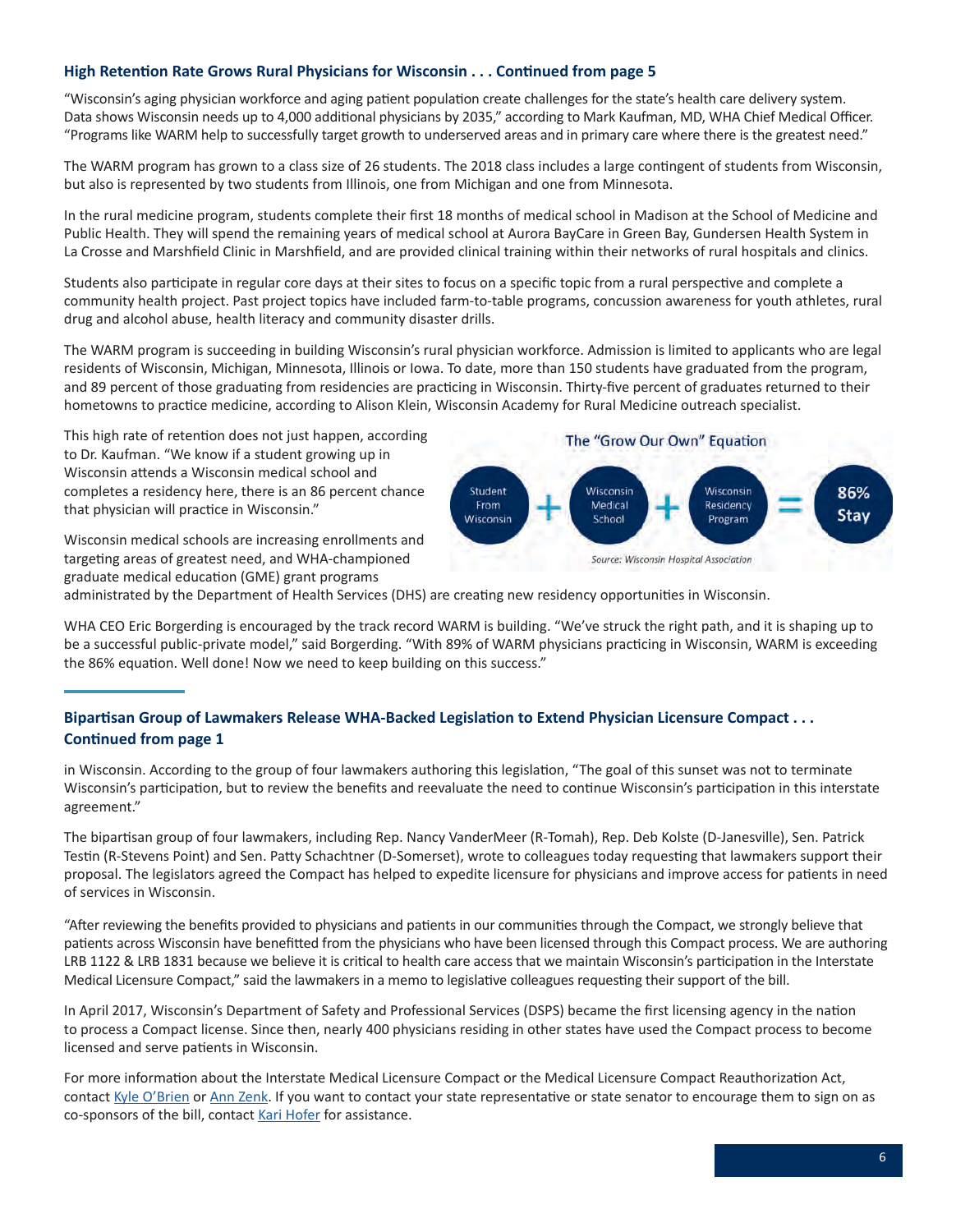### High Retention Rate Grows Rural Physicians for Wisconsin . . . Continued from page 5

"Wisconsin's aging physician workforce and aging patient population create challenges for the state's health care delivery system. Data shows Wisconsin needs up to 4,000 additional physicians by 2035," according to Mark Kaufman, MD, WHA Chief Medical Officer. "Programs like WARM help to successfully target growth to underserved areas and in primary care where there is the greatest need."

The WARM program has grown to a class size of 26 students. The 2018 class includes a large contingent of students from Wisconsin, but also is represented by two students from Illinois, one from Michigan and one from Minnesota.

In the rural medicine program, students complete their first 18 months of medical school in Madison at the School of Medicine and Public Health. They will spend the remaining years of medical school at Aurora BayCare in Green Bay, Gundersen Health System in La Crosse and Marshfield Clinic in Marshfield, and are provided clinical training within their networks of rural hospitals and clinics.

Students also participate in regular core days at their sites to focus on a specific topic from a rural perspective and complete a community health project. Past project topics have included farm-to-table programs, concussion awareness for youth athletes, rural drug and alcohol abuse, health literacy and community disaster drills.

The WARM program is succeeding in building Wisconsin's rural physician workforce. Admission is limited to applicants who are legal residents of Wisconsin, Michigan, Minnesota, Illinois or Iowa. To date, more than 150 students have graduated from the program, and 89 percent of those graduating from residencies are practicing in Wisconsin. Thirty-five percent of graduates returned to their hometowns to practice medicine, according to Alison Klein, Wisconsin Academy for Rural Medicine outreach specialist.

This high rate of retention does not just happen, according to Dr. Kaufman. "We know if a student growing up in Wisconsin attends a Wisconsin medical school and completes a residency here, there is an 86 percent chance that physician will practice in Wisconsin."

The "Grow Our Own" Equation

Student From Wisconsin + Wisconsin Medical School + Wisconsin Residency Program = 86% Stay

*Source: Wisconsin Hospital Association*

Wisconsin medical schools are increasing enrollments and targeting areas of greatest need, and WHA-championed graduate medical education (GME) grant programs administrated by the Department of Health Services (DHS) are creating new residency opportunities in Wisconsin.

WHA CEO Eric Borgerding is encouraged by the track record WARM is building. "We've struck the right path, and it is shaping up to be a successful public-private model," said Borgerding. "With 89% of WARM physicians practicing in Wisconsin, WARM is exceeding the 86% equation. Well done! Now we need to keep building on this success."

### Bipartisan Group of Lawmakers Release WHA-Backed Legislation to Extend Physician Licensure Compact . . . Continued from page 1

in Wisconsin. According to the group of four lawmakers authoring this legislation, "The goal of this sunset was not to terminate Wisconsin's participation, but to review the benefits and reevaluate the need to continue Wisconsin's participation in this interstate agreement."

The bipartisan group of four lawmakers, including Rep. Nancy VanderMeer (R-Tomah), Rep. Deb Kolste (D-Janesville), Sen. Patrick Testin (R-Stevens Point) and Sen. Patty Schachtner (D-Somerset), wrote to colleagues today requesting that lawmakers support their proposal. The legislators agreed the Compact has helped to expedite licensure for physicians and improve access for patients in need of services in Wisconsin.

"After reviewing the benefits provided to physicians and patients in our communities through the Compact, we strongly believe that patients across Wisconsin have benefitted from the physicians who have been licensed through this Compact process. We are authoring LRB 1122 & LRB 1831 because we believe it is critical to health care access that we maintain Wisconsin's participation in the Interstate Medical Licensure Compact," said the lawmakers in a memo to legislative colleagues requesting their support of the bill.

In April 2017, Wisconsin's Department of Safety and Professional Services (DSPS) became the first licensing agency in the nation to process a Compact license. Since then, nearly 400 physicians residing in other states have used the Compact process to become licensed and serve patients in Wisconsin.

For more information about the Interstate Medical Licensure Compact or the Medical Licensure Compact Reauthorization Act, contact Kyle O'Brien or Ann Zenk. If you want to contact your state representative or state senator to encourage them to sign on as co-sponsors of the bill, contact Kari Hofer for assistance.